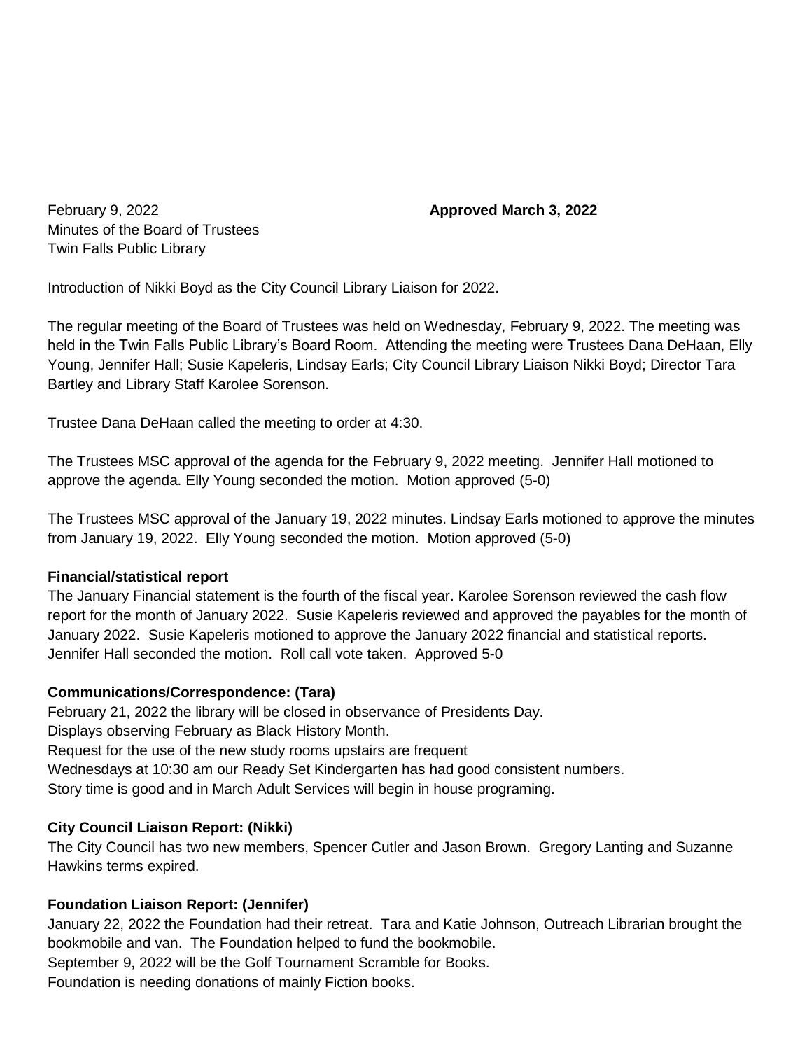February 9, 2022 **Approved March 3, 2022**

Minutes of the Board of Trustees
Twin Falls Public Library

Introduction of Nikki Boyd as the City Council Library Liaison for 2022.

The regular meeting of the Board of Trustees was held on Wednesday, February 9, 2022. The meeting was held in the Twin Falls Public Library's Board Room. Attending the meeting were Trustees Dana DeHaan, Elly Young, Jennifer Hall; Susie Kapeleris, Lindsay Earls; City Council Library Liaison Nikki Boyd; Director Tara Bartley and Library Staff Karolee Sorenson.

Trustee Dana DeHaan called the meeting to order at 4:30.

The Trustees MSC approval of the agenda for the February 9, 2022 meeting. Jennifer Hall motioned to approve the agenda. Elly Young seconded the motion. Motion approved (5-0)

The Trustees MSC approval of the January 19, 2022 minutes. Lindsay Earls motioned to approve the minutes from January 19, 2022. Elly Young seconded the motion. Motion approved (5-0)

**Financial/statistical report**

The January Financial statement is the fourth of the fiscal year. Karolee Sorenson reviewed the cash flow report for the month of January 2022. Susie Kapeleris reviewed and approved the payables for the month of January 2022. Susie Kapeleris motioned to approve the January 2022 financial and statistical reports. Jennifer Hall seconded the motion. Roll call vote taken. Approved 5-0

**Communications/Correspondence: (Tara)**

February 21, 2022 the library will be closed in observance of Presidents Day.
Displays observing February as Black History Month.
Request for the use of the new study rooms upstairs are frequent
Wednesdays at 10:30 am our Ready Set Kindergarten has had good consistent numbers.
Story time is good and in March Adult Services will begin in house programing.

**City Council Liaison Report: (Nikki)**

The City Council has two new members, Spencer Cutler and Jason Brown. Gregory Lanting and Suzanne Hawkins terms expired.

**Foundation Liaison Report: (Jennifer)**

January 22, 2022 the Foundation had their retreat. Tara and Katie Johnson, Outreach Librarian brought the bookmobile and van. The Foundation helped to fund the bookmobile.
September 9, 2022 will be the Golf Tournament Scramble for Books.
Foundation is needing donations of mainly Fiction books.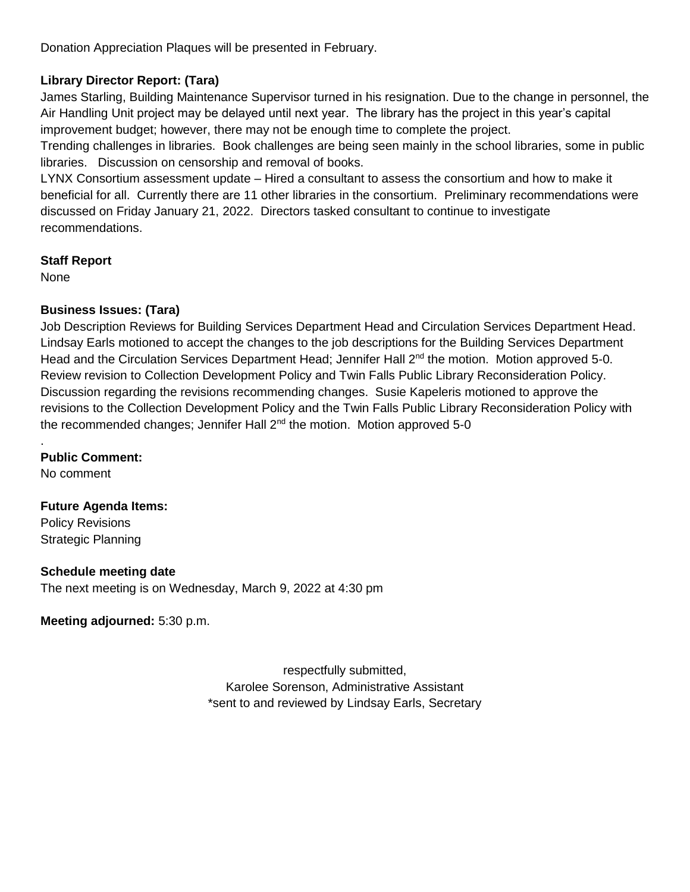Donation Appreciation Plaques will be presented in February.

**Library Director Report: (Tara)**

James Starling, Building Maintenance Supervisor turned in his resignation. Due to the change in personnel, the Air Handling Unit project may be delayed until next year. The library has the project in this year's capital improvement budget; however, there may not be enough time to complete the project.

Trending challenges in libraries. Book challenges are being seen mainly in the school libraries, some in public libraries. Discussion on censorship and removal of books.

LYNX Consortium assessment update – Hired a consultant to assess the consortium and how to make it beneficial for all. Currently there are 11 other libraries in the consortium. Preliminary recommendations were discussed on Friday January 21, 2022. Directors tasked consultant to continue to investigate recommendations.

**Staff Report**

None

**Business Issues: (Tara)**

Job Description Reviews for Building Services Department Head and Circulation Services Department Head. Lindsay Earls motioned to accept the changes to the job descriptions for the Building Services Department Head and the Circulation Services Department Head; Jennifer Hall 2nd the motion. Motion approved 5-0.

Review revision to Collection Development Policy and Twin Falls Public Library Reconsideration Policy. Discussion regarding the revisions recommending changes. Susie Kapeleris motioned to approve the revisions to the Collection Development Policy and the Twin Falls Public Library Reconsideration Policy with the recommended changes; Jennifer Hall 2nd the motion. Motion approved 5-0

.

**Public Comment:**

No comment

**Future Agenda Items:**

Policy Revisions

Strategic Planning

**Schedule meeting date**

The next meeting is on Wednesday, March 9, 2022 at 4:30 pm

**Meeting adjourned:** 5:30 p.m.

respectfully submitted,

Karolee Sorenson, Administrative Assistant

*sent to and reviewed by Lindsay Earls, Secretary